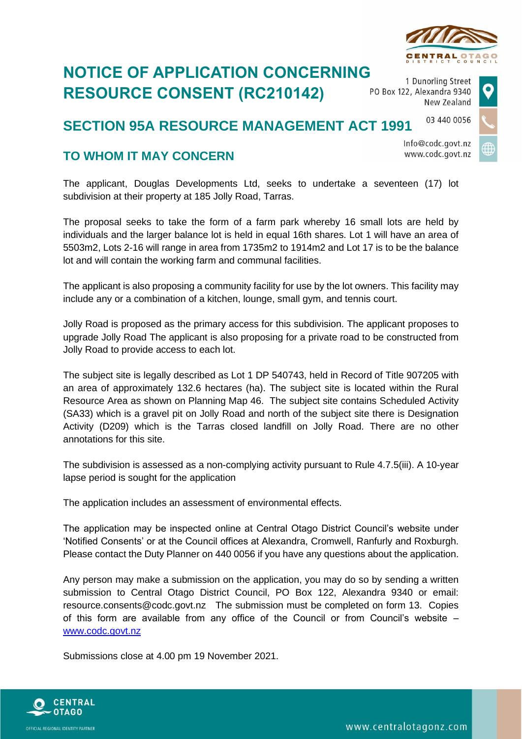# NOTICE OF APPLICATION CONCERNING RESOURCE CONSENT (RC210142)

1 Dunorling Street
PO Box 122, Alexandra 9340
New Zealand

03 440 0056

Info@codc.govt.nz
www.codc.govt.nz

## SECTION 95A RESOURCE MANAGEMENT ACT 1991

### TO WHOM IT MAY CONCERN

The applicant, Douglas Developments Ltd, seeks to undertake a seventeen (17) lot subdivision at their property at 185 Jolly Road, Tarras.

The proposal seeks to take the form of a farm park whereby 16 small lots are held by individuals and the larger balance lot is held in equal 16th shares. Lot 1 will have an area of 5503m2, Lots 2-16 will range in area from 1735m2 to 1914m2 and Lot 17 is to be the balance lot and will contain the working farm and communal facilities.

The applicant is also proposing a community facility for use by the lot owners. This facility may include any or a combination of a kitchen, lounge, small gym, and tennis court.

Jolly Road is proposed as the primary access for this subdivision. The applicant proposes to upgrade Jolly Road The applicant is also proposing for a private road to be constructed from Jolly Road to provide access to each lot.

The subject site is legally described as Lot 1 DP 540743, held in Record of Title 907205 with an area of approximately 132.6 hectares (ha). The subject site is located within the Rural Resource Area as shown on Planning Map 46. The subject site contains Scheduled Activity (SA33) which is a gravel pit on Jolly Road and north of the subject site there is Designation Activity (D209) which is the Tarras closed landfill on Jolly Road. There are no other annotations for this site.

The subdivision is assessed as a non-complying activity pursuant to Rule 4.7.5(iii). A 10-year lapse period is sought for the application

The application includes an assessment of environmental effects.

The application may be inspected online at Central Otago District Council's website under 'Notified Consents' or at the Council offices at Alexandra, Cromwell, Ranfurly and Roxburgh. Please contact the Duty Planner on 440 0056 if you have any questions about the application.

Any person may make a submission on the application, you may do so by sending a written submission to Central Otago District Council, PO Box 122, Alexandra 9340 or email: resource.consents@codc.govt.nz The submission must be completed on form 13. Copies of this form are available from any office of the Council or from Council's website – [www.codc.govt.nz](www.codc.govt.nz)

Submissions close at 4.00 pm 19 November 2021.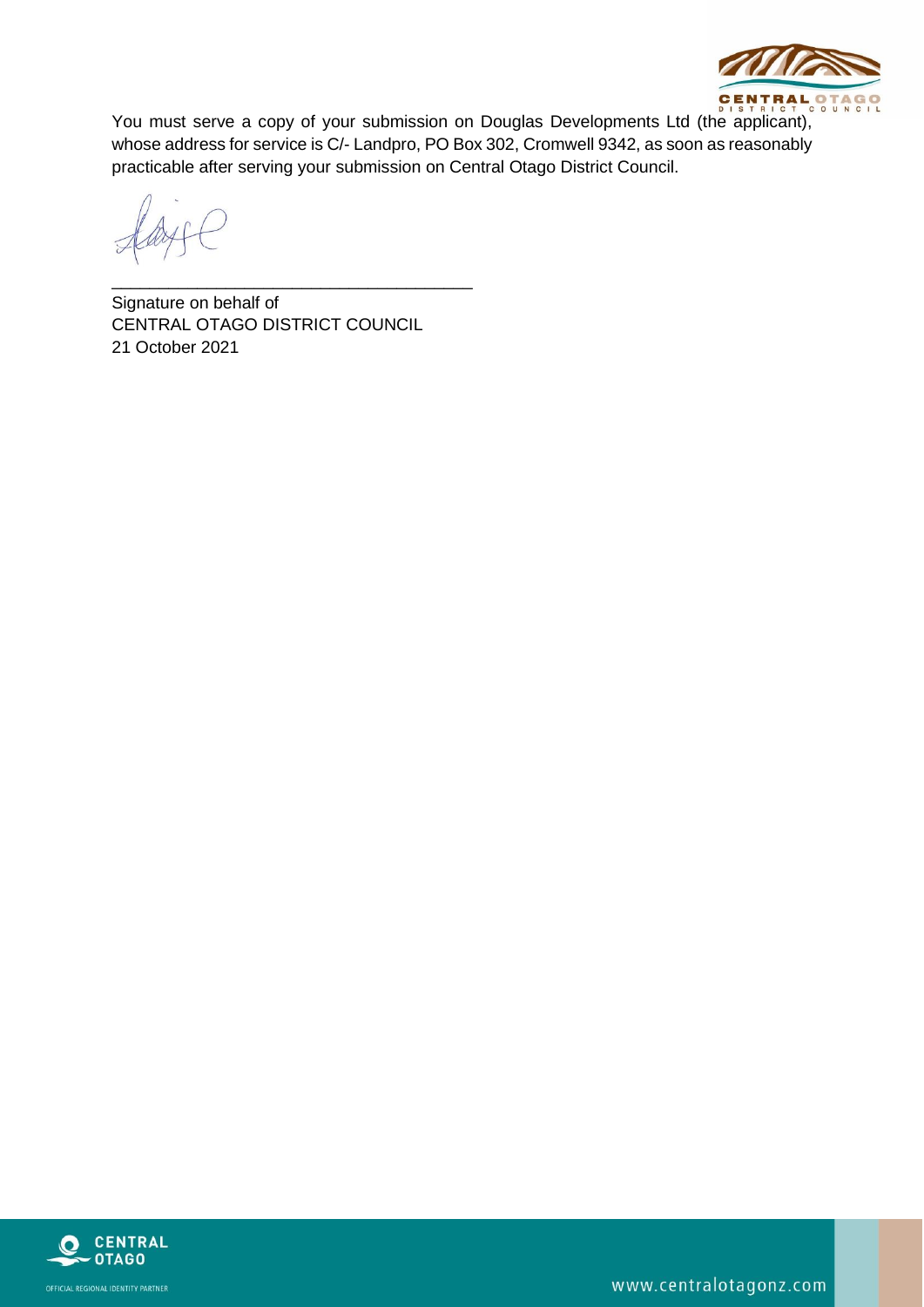You must serve a copy of your submission on Douglas Developments Ltd (the applicant), whose address for service is C/- Landpro, PO Box 302, Cromwell 9342, as soon as reasonably practicable after serving your submission on Central Otago District Council.

\_\_\_\_\_\_\_\_\_\_\_\_\_\_\_\_\_\_\_\_\_\_\_\_\_\_\_\_\_\_\_\_\_\_\_\_\_\_\_\_

Signature on behalf of
CENTRAL OTAGO DISTRICT COUNCIL
21 October 2021